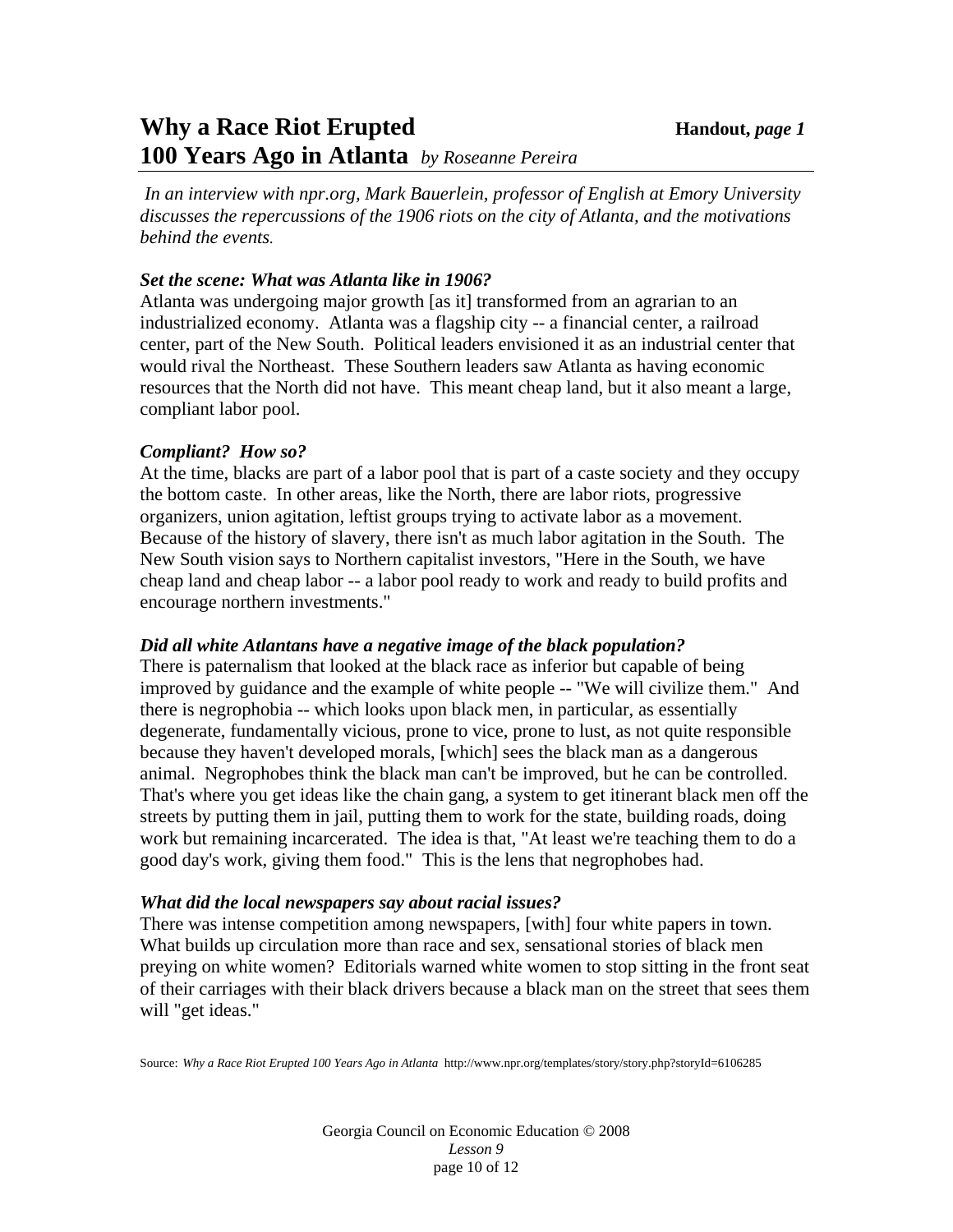# Why a Race Riot Erupted 100 Years Ago in Atlanta *by Roseanne Pereira*

**Handout,** ***page 1***

*In an interview with npr.org, Mark Bauerlein, professor of English at Emory University discusses the repercussions of the 1906 riots on the city of Atlanta, and the motivations behind the events.*

***Set the scene: What was Atlanta like in 1906?***

Atlanta was undergoing major growth [as it] transformed from an agrarian to an industrialized economy. Atlanta was a flagship city -- a financial center, a railroad center, part of the New South. Political leaders envisioned it as an industrial center that would rival the Northeast. These Southern leaders saw Atlanta as having economic resources that the North did not have. This meant cheap land, but it also meant a large, compliant labor pool.

***Compliant? How so?***

At the time, blacks are part of a labor pool that is part of a caste society and they occupy the bottom caste. In other areas, like the North, there are labor riots, progressive organizers, union agitation, leftist groups trying to activate labor as a movement. Because of the history of slavery, there isn't as much labor agitation in the South. The New South vision says to Northern capitalist investors, "Here in the South, we have cheap land and cheap labor -- a labor pool ready to work and ready to build profits and encourage northern investments."

***Did all white Atlantans have a negative image of the black population?***

There is paternalism that looked at the black race as inferior but capable of being improved by guidance and the example of white people -- "We will civilize them." And there is negrophobia -- which looks upon black men, in particular, as essentially degenerate, fundamentally vicious, prone to vice, prone to lust, as not quite responsible because they haven't developed morals, [which] sees the black man as a dangerous animal. Negrophobes think the black man can't be improved, but he can be controlled. That's where you get ideas like the chain gang, a system to get itinerant black men off the streets by putting them in jail, putting them to work for the state, building roads, doing work but remaining incarcerated. The idea is that, "At least we're teaching them to do a good day's work, giving them food." This is the lens that negrophobes had.

***What did the local newspapers say about racial issues?***

There was intense competition among newspapers, [with] four white papers in town. What builds up circulation more than race and sex, sensational stories of black men preying on white women? Editorials warned white women to stop sitting in the front seat of their carriages with their black drivers because a black man on the street that sees them will "get ideas."

Source: *Why a Race Riot Erupted 100 Years Ago in Atlanta* http://www.npr.org/templates/story/story.php?storyId=6106285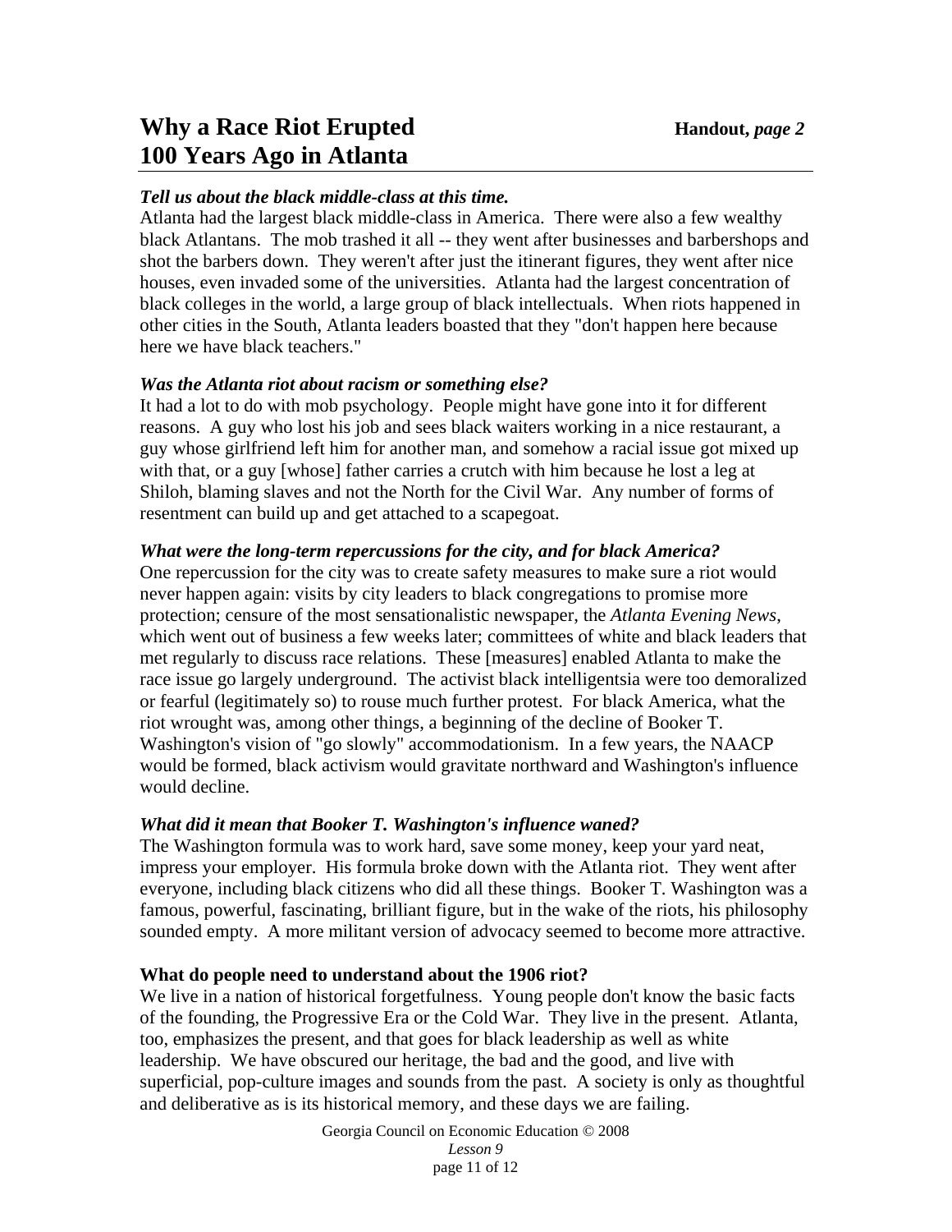# Why a Race Riot Erupted 100 Years Ago in Atlanta

***Tell us about the black middle-class at this time.***

Atlanta had the largest black middle-class in America. There were also a few wealthy black Atlantans. The mob trashed it all -- they went after businesses and barbershops and shot the barbers down. They weren't after just the itinerant figures, they went after nice houses, even invaded some of the universities. Atlanta had the largest concentration of black colleges in the world, a large group of black intellectuals. When riots happened in other cities in the South, Atlanta leaders boasted that they "don't happen here because here we have black teachers."

***Was the Atlanta riot about racism or something else?***

It had a lot to do with mob psychology. People might have gone into it for different reasons. A guy who lost his job and sees black waiters working in a nice restaurant, a guy whose girlfriend left him for another man, and somehow a racial issue got mixed up with that, or a guy [whose] father carries a crutch with him because he lost a leg at Shiloh, blaming slaves and not the North for the Civil War. Any number of forms of resentment can build up and get attached to a scapegoat.

***What were the long-term repercussions for the city, and for black America?***

One repercussion for the city was to create safety measures to make sure a riot would never happen again: visits by city leaders to black congregations to promise more protection; censure of the most sensationalistic newspaper, the *Atlanta Evening News*, which went out of business a few weeks later; committees of white and black leaders that met regularly to discuss race relations. These [measures] enabled Atlanta to make the race issue go largely underground. The activist black intelligentsia were too demoralized or fearful (legitimately so) to rouse much further protest. For black America, what the riot wrought was, among other things, a beginning of the decline of Booker T. Washington's vision of "go slowly" accommodationism. In a few years, the NAACP would be formed, black activism would gravitate northward and Washington's influence would decline.

***What did it mean that Booker T. Washington's influence waned?***

The Washington formula was to work hard, save some money, keep your yard neat, impress your employer. His formula broke down with the Atlanta riot. They went after everyone, including black citizens who did all these things. Booker T. Washington was a famous, powerful, fascinating, brilliant figure, but in the wake of the riots, his philosophy sounded empty. A more militant version of advocacy seemed to become more attractive.

**What do people need to understand about the 1906 riot?**

We live in a nation of historical forgetfulness. Young people don't know the basic facts of the founding, the Progressive Era or the Cold War. They live in the present. Atlanta, too, emphasizes the present, and that goes for black leadership as well as white leadership. We have obscured our heritage, the bad and the good, and live with superficial, pop-culture images and sounds from the past. A society is only as thoughtful and deliberative as is its historical memory, and these days we are failing.